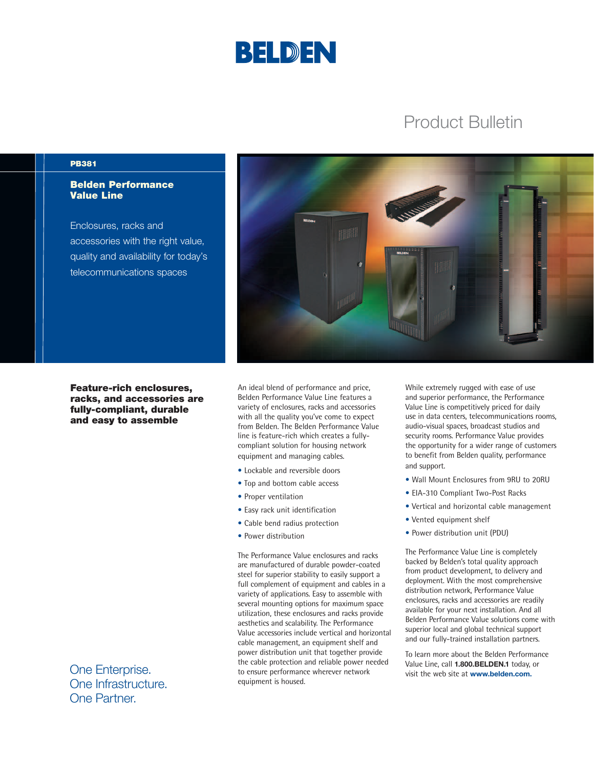# BELDEN

Product Bulletin

**PB381**

## Belden Performance Value Line

Enclosures, racks and accessories with the right value, quality and availability for today's telecommunications spaces

### Feature-rich enclosures, racks, and accessories are fully-compliant, durable and easy to assemble

An ideal blend of performance and price, Belden Performance Value Line features a variety of enclosures, racks and accessories with all the quality you've come to expect from Belden. The Belden Performance Value line is feature-rich which creates a fully-compliant solution for housing network equipment and managing cables.

- Lockable and reversible doors
- Top and bottom cable access
- Proper ventilation
- Easy rack unit identification
- Cable bend radius protection
- Power distribution

The Performance Value enclosures and racks are manufactured of durable powder-coated steel for superior stability to easily support a full complement of equipment and cables in a variety of applications. Easy to assemble with several mounting options for maximum space utilization, these enclosures and racks provide aesthetics and scalability. The Performance Value accessories include vertical and horizontal cable management, an equipment shelf and power distribution unit that together provide the cable protection and reliable power needed to ensure performance wherever network equipment is housed.

While extremely rugged with ease of use and superior performance, the Performance Value Line is competitively priced for daily use in data centers, telecommunications rooms, audio-visual spaces, broadcast studios and security rooms. Performance Value provides the opportunity for a wider range of customers to benefit from Belden quality, performance and support.

- Wall Mount Enclosures from 9RU to 20RU
- EIA-310 Compliant Two-Post Racks
- Vertical and horizontal cable management
- Vented equipment shelf
- Power distribution unit (PDU)

The Performance Value Line is completely backed by Belden's total quality approach from product development, to delivery and deployment. With the most comprehensive distribution network, Performance Value enclosures, racks and accessories are readily available for your next installation. And all Belden Performance Value solutions come with superior local and global technical support and our fully-trained installation partners.

To learn more about the Belden Performance Value Line, call **1.800.BELDEN.1** today, or visit the web site at **www.belden.com.**

One Enterprise.
One Infrastructure.
One Partner.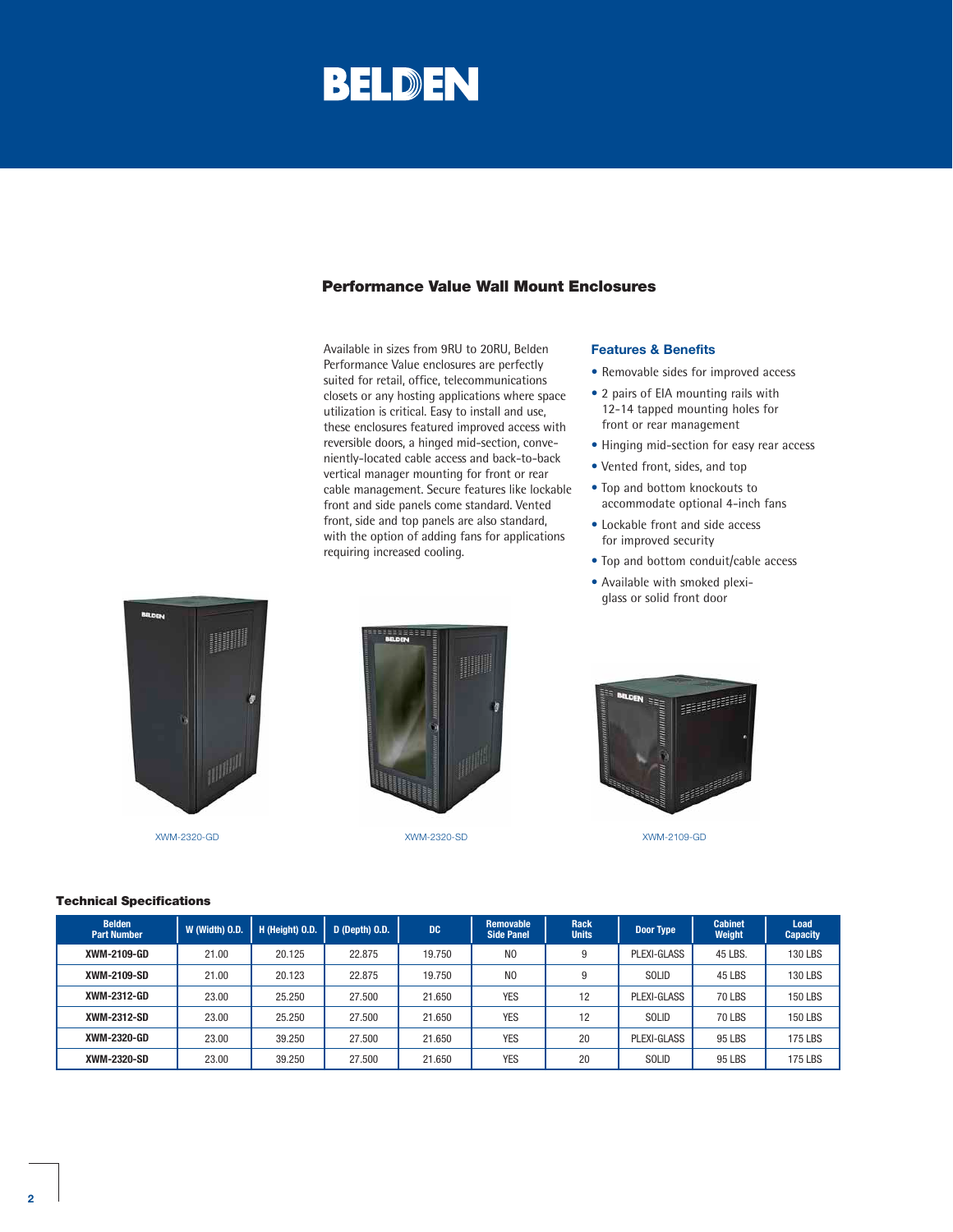## Performance Value Wall Mount Enclosures

Available in sizes from 9RU to 20RU, Belden Performance Value enclosures are perfectly suited for retail, office, telecommunications closets or any hosting applications where space utilization is critical. Easy to install and use, these enclosures featured improved access with reversible doors, a hinged mid-section, conveniently-located cable access and back-to-back vertical manager mounting for front or rear cable management. Secure features like lockable front and side panels come standard. Vented front, side and top panels are also standard, with the option of adding fans for applications requiring increased cooling.

### Features & Benefits

- Removable sides for improved access
- 2 pairs of EIA mounting rails with 12-14 tapped mounting holes for front or rear management
- Hinging mid-section for easy rear access
- Vented front, sides, and top
- Top and bottom knockouts to accommodate optional 4-inch fans
- Lockable front and side access for improved security
- Top and bottom conduit/cable access
- Available with smoked plexi-glass or solid front door

XWM-2320-GD

XWM-2320-SD

XWM-2109-GD

### Technical Specifications

| Belden Part Number | W (Width) O.D. | H (Height) O.D. | D (Depth) O.D. | DC | Removable Side Panel | Rack Units | Door Type | Cabinet Weight | Load Capacity |
|---|---|---|---|---|---|---|---|---|---|
| **XWM-2109-GD** | 21.00 | 20.125 | 22.875 | 19.750 | NO | 9 | PLEXI-GLASS | 45 LBS. | 130 LBS |
| **XWM-2109-SD** | 21.00 | 20.123 | 22.875 | 19.750 | NO | 9 | SOLID | 45 LBS | 130 LBS |
| **XWM-2312-GD** | 23.00 | 25.250 | 27.500 | 21.650 | YES | 12 | PLEXI-GLASS | 70 LBS | 150 LBS |
| **XWM-2312-SD** | 23.00 | 25.250 | 27.500 | 21.650 | YES | 12 | SOLID | 70 LBS | 150 LBS |
| **XWM-2320-GD** | 23.00 | 39.250 | 27.500 | 21.650 | YES | 20 | PLEXI-GLASS | 95 LBS | 175 LBS |
| **XWM-2320-SD** | 23.00 | 39.250 | 27.500 | 21.650 | YES | 20 | SOLID | 95 LBS | 175 LBS |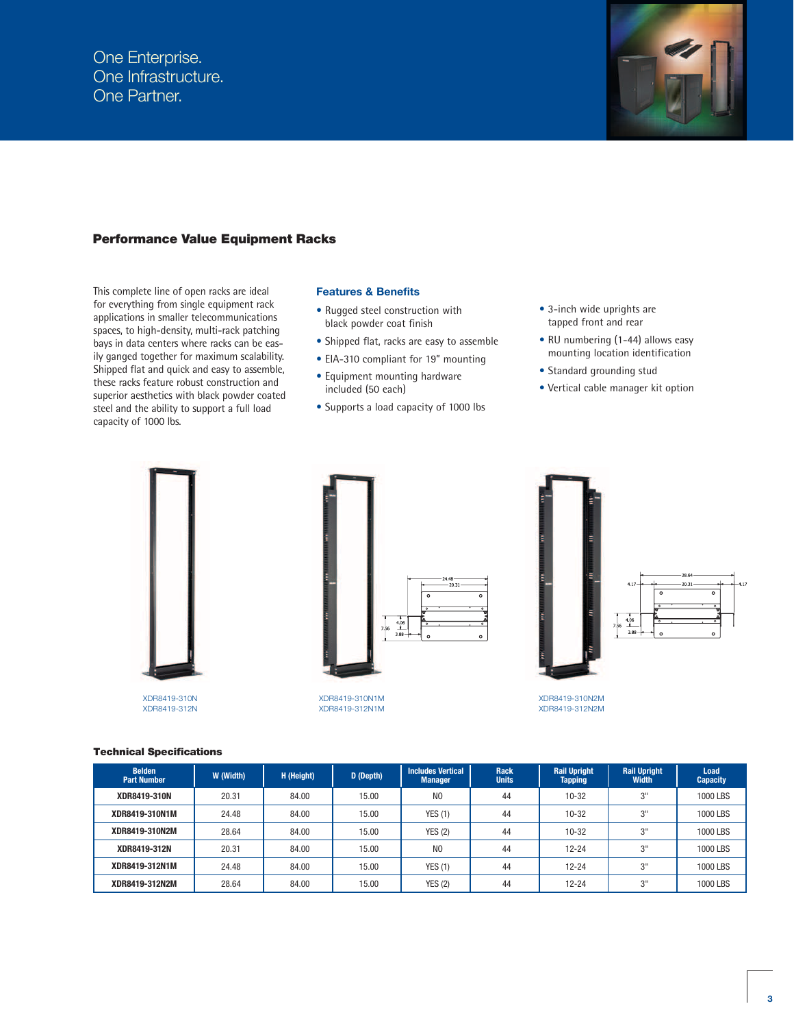One Enterprise.
One Infrastructure.
One Partner.

## Performance Value Equipment Racks

This complete line of open racks are ideal for everything from single equipment rack applications in smaller telecommunications spaces, to high-density, multi-rack patching bays in data centers where racks can be easily ganged together for maximum scalability. Shipped flat and quick and easy to assemble, these racks feature robust construction and superior aesthetics with black powder coated steel and the ability to support a full load capacity of 1000 lbs.

### Features & Benefits

- Rugged steel construction with black powder coat finish
- Shipped flat, racks are easy to assemble
- EIA-310 compliant for 19" mounting
- Equipment mounting hardware included (50 each)
- Supports a load capacity of 1000 lbs
- 3-inch wide uprights are tapped front and rear
- RU numbering (1-44) allows easy mounting location identification
- Standard grounding stud
- Vertical cable manager kit option

XDR8419-310N
XDR8419-312N

XDR8419-310N1M
XDR8419-312N1M

XDR8419-310N2M
XDR8419-312N2M

### Technical Specifications

| Belden Part Number | W (Width) | H (Height) | D (Depth) | Includes Vertical Manager | Rack Units | Rail Upright Tapping | Rail Upright Width | Load Capacity |
|---|---|---|---|---|---|---|---|---|
| XDR8419-310N | 20.31 | 84.00 | 15.00 | NO | 44 | 10-32 | 3" | 1000 LBS |
| XDR8419-310N1M | 24.48 | 84.00 | 15.00 | YES (1) | 44 | 10-32 | 3" | 1000 LBS |
| XDR8419-310N2M | 28.64 | 84.00 | 15.00 | YES (2) | 44 | 10-32 | 3" | 1000 LBS |
| XDR8419-312N | 20.31 | 84.00 | 15.00 | NO | 44 | 12-24 | 3" | 1000 LBS |
| XDR8419-312N1M | 24.48 | 84.00 | 15.00 | YES (1) | 44 | 12-24 | 3" | 1000 LBS |
| XDR8419-312N2M | 28.64 | 84.00 | 15.00 | YES (2) | 44 | 12-24 | 3" | 1000 LBS |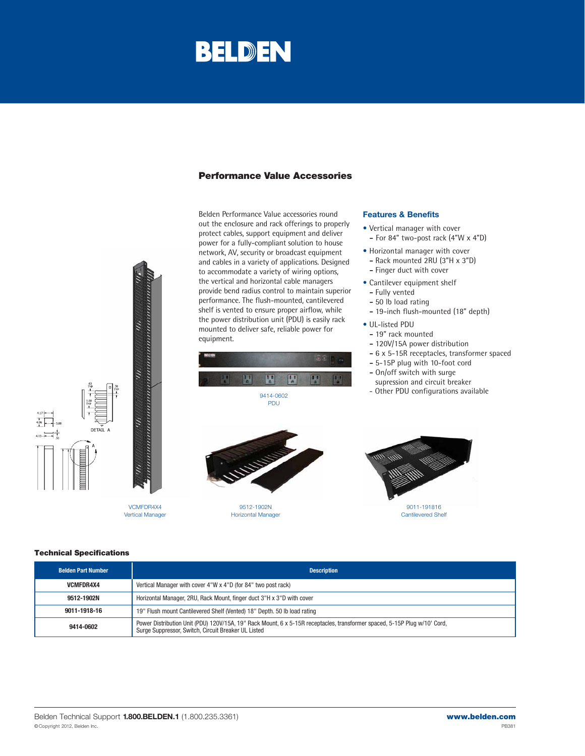BELDEN

## Performance Value Accessories

Belden Performance Value accessories round out the enclosure and rack offerings to properly protect cables, support equipment and deliver power for a fully-compliant solution to house network, AV, security or broadcast equipment and cables in a variety of applications. Designed to accommodate a variety of wiring options, the vertical and horizontal cable managers provide bend radius control to maintain superior performance. The flush-mounted, cantilevered shelf is vented to ensure proper airflow, while the power distribution unit (PDU) is easily rack mounted to deliver safe, reliable power for equipment.

### Features & Benefits

- Vertical manager with cover
  - For 84" two-post rack (4"W x 4"D)
- Horizontal manager with cover
  - Rack mounted 2RU (3"H x 3"D)
  - Finger duct with cover
- Cantilever equipment shelf
  - Fully vented
  - 50 lb load rating
  - 19-inch flush-mounted (18" depth)
- UL-listed PDU
  - 19" rack mounted
  - 120V/15A power distribution
  - 6 x 5-15R receptacles, transformer spaced
  - 5-15P plug with 10-foot cord
  - On/off switch with surge supression and circuit breaker
  - Other PDU configurations available

9414-0602
PDU

VCMFDR4X4
Vertical Manager

9512-1902N
Horizontal Manager

9011-191816
Cantilevered Shelf

### Technical Specifications

| Belden Part Number | Description |
|---|---|
| VCMFDR4X4 | Vertical Manager with cover 4"W x 4"D (for 84" two post rack) |
| 9512-1902N | Horizontal Manager, 2RU, Rack Mount, finger duct 3"H x 3"D with cover |
| 9011-1918-16 | 19" Flush mount Cantilevered Shelf (Vented) 18" Depth. 50 lb load rating |
| 9414-0602 | Power Distribution Unit (PDU) 120V/15A, 19" Rack Mount, 6 x 5-15R receptacles, transformer spaced, 5-15P Plug w/10' Cord, Surge Suppressor, Switch, Circuit Breaker UL Listed |

Belden Technical Support **1.800.BELDEN.1** (1.800.235.3361)

©Copyright 2012, Belden Inc.

**www.belden.com**

PB381